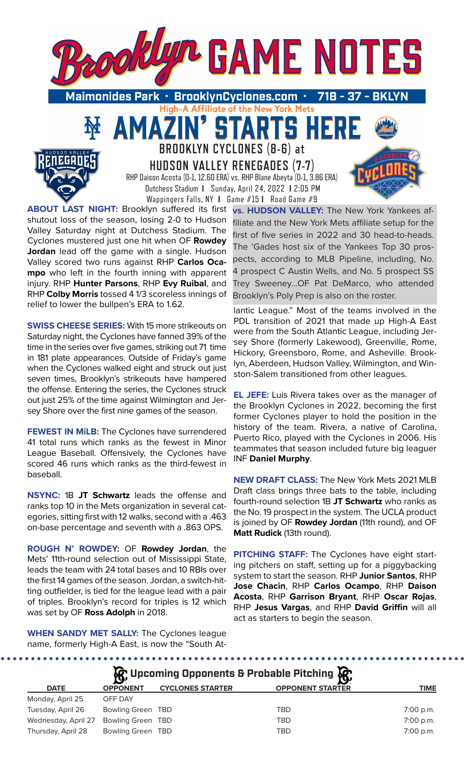# Brooklyn GAME NOTES

**Maimonides Park • BrooklynCyclones.com • 718 - 37 - BKLYN**

High-A Affiliate of the New York Mets

## AMAZIN' STARTS HERE

### BROOKLYN CYCLONES (8-6) at HUDSON VALLEY RENEGADES (7-7)

RHP Daison Acosta (0-1, 12.60 ERA) vs. RHP Blane Abeyta (0-1, 3.86 ERA)

Dutchess Stadium **|** Sunday, April 24, 2022 **|** 2:05 PM

Wappingers Falls, NY **|** Game #15 **|** Road Game #9

**ABOUT LAST NIGHT:** Brooklyn suffered its first shutout loss of the season, losing 2-0 to Hudson Valley Saturday night at Dutchess Stadium. The Cyclones mustered just one hit when OF **Rowdey Jordan** lead off the game with a single. Hudson Valley scored two runs against RHP **Carlos Ocampo** who left in the fourth inning with apparent injury. RHP **Hunter Parsons**, RHP **Evy Ruibal**, and RHP **Colby Morris** tossed 4 1/3 scoreless innings of relief to lower the bullpen's ERA to 1.62.

**SWISS CHEESE SERIES:** With 15 more strikeouts on Saturday night, the Cyclones have fanned 39% of the time in the series over five games, striking out 71 time in 181 plate appearances. Outside of Friday's game when the Cyclones walked eight and struck out just seven times, Brooklyn's strikeouts have hampered the offense. Entering the series, the Cyclones struck out just 25% of the time against Wilmington and Jersey Shore over the first nine games of the season.

**FEWEST IN MiLB:** The Cyclones have surrendered 41 total runs which ranks as the fewest in Minor League Baseball. Offensively, the Cyclones have scored 46 runs which ranks as the third-fewest in baseball.

**NSYNC:** 1B **JT Schwartz** leads the offense and ranks top 10 in the Mets organization in several categories, sitting first with 12 walks, second with a .463 on-base percentage and seventh with a .863 OPS.

**ROUGH N' ROWDEY:** OF **Rowdey Jordan**, the Mets' 11th-round selection out of Mississippi State, leads the team with 24 total bases and 10 RBIs over the first 14 games of the season. Jordan, a switch-hitting outfielder, is tied for the league lead with a pair of triples. Brooklyn's record for triples is 12 which was set by OF **Ross Adolph** in 2018.

**WHEN SANDY MET SALLY:** The Cyclones league name, formerly High-A East, is now the "South Atlantic League." Most of the teams involved in the PDL transition of 2021 that made up High-A East were from the South Atlantic League, including Jersey Shore (formerly Lakewood), Greenville, Rome, Hickory, Greensboro, Rome, and Asheville. Brooklyn, Aberdeen, Hudson Valley, Wilmington, and Winston-Salem transitioned from other leagues.

**vs. HUDSON VALLEY:** The New York Yankees affiliate and the New York Mets affiliate setup for the first of five series in 2022 and 30 head-to-heads. The 'Gades host six of the Yankees Top 30 prospects, according to MLB Pipeline, including, No. 4 prospect C Austin Wells, and No. 5 prospect SS Trey Sweeney...OF Pat DeMarco, who attended Brooklyn's Poly Prep is also on the roster.

**EL JEFE:** Luis Rivera takes over as the manager of the Brooklyn Cyclones in 2022, becoming the first former Cyclones player to hold the position in the history of the team. Rivera, a native of Carolina, Puerto Rico, played with the Cyclones in 2006. His teammates that season included future big leaguer INF **Daniel Murphy**.

**NEW DRAFT CLASS:** The New York Mets 2021 MLB Draft class brings three bats to the table, including fourth-round selection 1B **JT Schwartz** who ranks as the No. 19 prospect in the system. The UCLA product is joined by OF **Rowdey Jordan** (11th round), and OF **Matt Rudick** (13th round).

**PITCHING STAFF:** The Cyclones have eight starting pitchers on staff, setting up for a piggybacking system to start the season. RHP **Junior Santos**, RHP **Jose Chacin**, RHP **Carlos Ocampo**, RHP **Daison Acosta**, RHP **Garrison Bryant**, RHP **Oscar Rojas**, RHP **Jesus Vargas**, and RHP **David Griffin** will all act as starters to begin the season.

## Upcoming Opponents & Probable Pitching

| DATE | OPPONENT | CYCLONES STARTER | OPPONENT STARTER | TIME |
|---|---|---|---|---|
| Monday, April 25 | OFF DAY | | | |
| Tuesday, April 26 | Bowling Green | TBD | TBD | 7:00 p.m. |
| Wednesday, April 27 | Bowling Green | TBD | TBD | 7:00 p.m. |
| Thursday, April 28 | Bowling Green | TBD | TBD | 7:00 p.m. |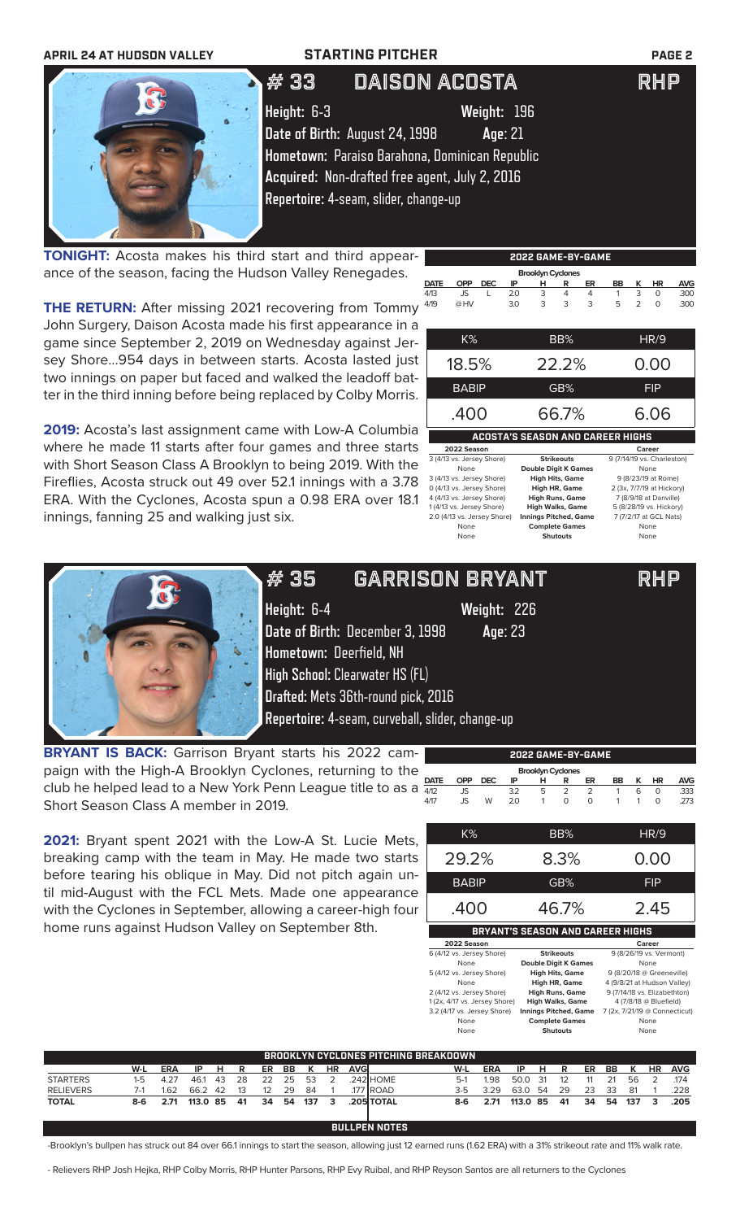APRIL 24 AT HUDSON VALLEY — STARTING PITCHER

## # 33 DAISON ACOSTA — RHP

**Height:** 6-3 **Weight:** 196
**Date of Birth:** August 24, 1998 **Age:** 21
**Hometown:** Paraiso Barahona, Dominican Republic
**Acquired:** Non-drafted free agent, July 2, 2016
**Repertoire:** 4-seam, slider, change-up

**TONIGHT:** Acosta makes his third start and third appearance of the season, facing the Hudson Valley Renegades.

**THE RETURN:** After missing 2021 recovering from Tommy John Surgery, Daison Acosta made his first appearance in a game since September 2, 2019 on Wednesday against Jersey Shore...954 days in between starts. Acosta lasted just two innings on paper but faced and walked the leadoff batter in the third inning before being replaced by Colby Morris.

**2019:** Acosta's last assignment came with Low-A Columbia where he made 11 starts after four games and three starts with Short Season Class A Brooklyn to being 2019. With the Fireflies, Acosta struck out 49 over 52.1 innings with a 3.78 ERA. With the Cyclones, Acosta spun a 0.98 ERA over 18.1 innings, fanning 25 and walking just six.

**2022 GAME-BY-GAME** (Brooklyn Cyclones)

| DATE | OPP | DEC | IP | H | R | ER | BB | K | HR | AVG |
|---|---|---|---|---|---|---|---|---|---|---|
| 4/13 | JS | L | 2.0 | 3 | 4 | 4 | 1 | 3 | 0 | .300 |
| 4/19 | @HV | | 3.0 | 3 | 3 | 3 | 5 | 2 | 0 | .300 |

| K% | BB% | HR/9 |
|---|---|---|
| 18.5% | 22.2% | 0.00 |
| **BABIP** | **GB%** | **FIP** |
| .400 | 66.7% | 6.06 |

**ACOSTA'S SEASON AND CAREER HIGHS**

| 2022 Season | | Career |
|---|---|---|
| 3 (4/13 vs. Jersey Shore) | Strikeouts | 9 (7/14/19 vs. Charleston) |
| None | Double Digit K Games | None |
| 3 (4/13 vs. Jersey Shore) | High Hits, Game | 9 (8/23/19 at Rome) |
| 0 (4/13 vs. Jersey Shore) | High HR, Game | 2 (3x, 7/7/19 at Hickory) |
| 4 (4/13 vs. Jersey Shore) | High Runs, Game | 7 (8/9/18 at Danville) |
| 1 (4/13 vs. Jersey Shore) | High Walks, Game | 5 (8/28/19 vs. Hickory) |
| 2.0 (4/13 vs. Jersey Shore) | Innings Pitched, Game | 7 (7/2/17 at GCL Nats) |
| None | Complete Games | None |
| None | Shutouts | None |

## # 35 GARRISON BRYANT — RHP

**Height:** 6-4 **Weight:** 226
**Date of Birth:** December 3, 1998 **Age:** 23
**Hometown:** Deerfield, NH
**High School:** Clearwater HS (FL)
**Drafted:** Mets 36th-round pick, 2016
**Repertoire:** 4-seam, curveball, slider, change-up

**BRYANT IS BACK:** Garrison Bryant starts his 2022 campaign with the High-A Brooklyn Cyclones, returning to the club he helped lead to a New York Penn League title to as a Short Season Class A member in 2019.

**2021:** Bryant spent 2021 with the Low-A St. Lucie Mets, breaking camp with the team in May. He made two starts before tearing his oblique in May. Did not pitch again until mid-August with the FCL Mets. Made one appearance with the Cyclones in September, allowing a career-high four home runs against Hudson Valley on September 8th.

**2022 GAME-BY-GAME** (Brooklyn Cyclones)

| DATE | OPP | DEC | IP | H | R | ER | BB | K | HR | AVG |
|---|---|---|---|---|---|---|---|---|---|---|
| 4/12 | JS | | 3.2 | 5 | 2 | 2 | 1 | 6 | 0 | .333 |
| 4/17 | JS | W | 2.0 | 1 | 0 | 0 | 1 | 1 | 0 | .273 |

| K% | BB% | HR/9 |
|---|---|---|
| 29.2% | 8.3% | 0.00 |
| **BABIP** | **GB%** | **FIP** |
| .400 | 46.7% | 2.45 |

**BRYANT'S SEASON AND CAREER HIGHS**

| 2022 Season | | Career |
|---|---|---|
| 6 (4/12 vs. Jersey Shore) | Strikeouts | 9 (8/26/19 vs. Vermont) |
| None | Double Digit K Games | None |
| 5 (4/12 vs. Jersey Shore) | High Hits, Game | 9 (8/20/18 @ Greeneville) |
| None | High HR, Game | 4 (9/8/21 at Hudson Valley) |
| 2 (4/12 vs. Jersey Shore) | High Runs, Game | 9 (7/14/18 vs. Elizabethton) |
| 1 (2x, 4/17 vs. Jersey Shore) | High Walks, Game | 4 (7/8/18 @ Bluefield) |
| 3.2 (4/17 vs. Jersey Shore) | Innings Pitched, Game | 7 (2x, 7/21/19 @ Connecticut) |
| None | Complete Games | None |
| None | Shutouts | None |

**BROOKLYN CYCLONES PITCHING BREAKDOWN**

| | W-L | ERA | IP | H | R | ER | BB | K | HR | AVG |
|---|---|---|---|---|---|---|---|---|---|---|
| STARTERS | 1-5 | 4.27 | 46.1 | 43 | 28 | 22 | 25 | 53 | 2 | .242 |
| RELIEVERS | 7-1 | 1.62 | 66.2 | 42 | 13 | 12 | 29 | 84 | 1 | .177 |
| TOTAL | 8-6 | 2.71 | 113.0 | 85 | 41 | 34 | 54 | 137 | 3 | .205 |
| HOME | 5-1 | 1.98 | 50.0 | 31 | 12 | 11 | 21 | 56 | 2 | .174 |
| ROAD | 3-5 | 3.29 | 63.0 | 54 | 29 | 23 | 33 | 81 | 1 | .228 |
| TOTAL | 8-6 | 2.71 | 113.0 | 85 | 41 | 34 | 54 | 137 | 3 | .205 |

**BULLPEN NOTES**

-Brooklyn's bullpen has struck out 84 over 66.1 innings to start the season, allowing just 12 earned runs (1.62 ERA) with a 31% strikeout rate and 11% walk rate.

- Relievers RHP Josh Hejka, RHP Colby Morris, RHP Hunter Parsons, RHP Evy Ruibal, and RHP Reyson Santos are all returners to the Cyclones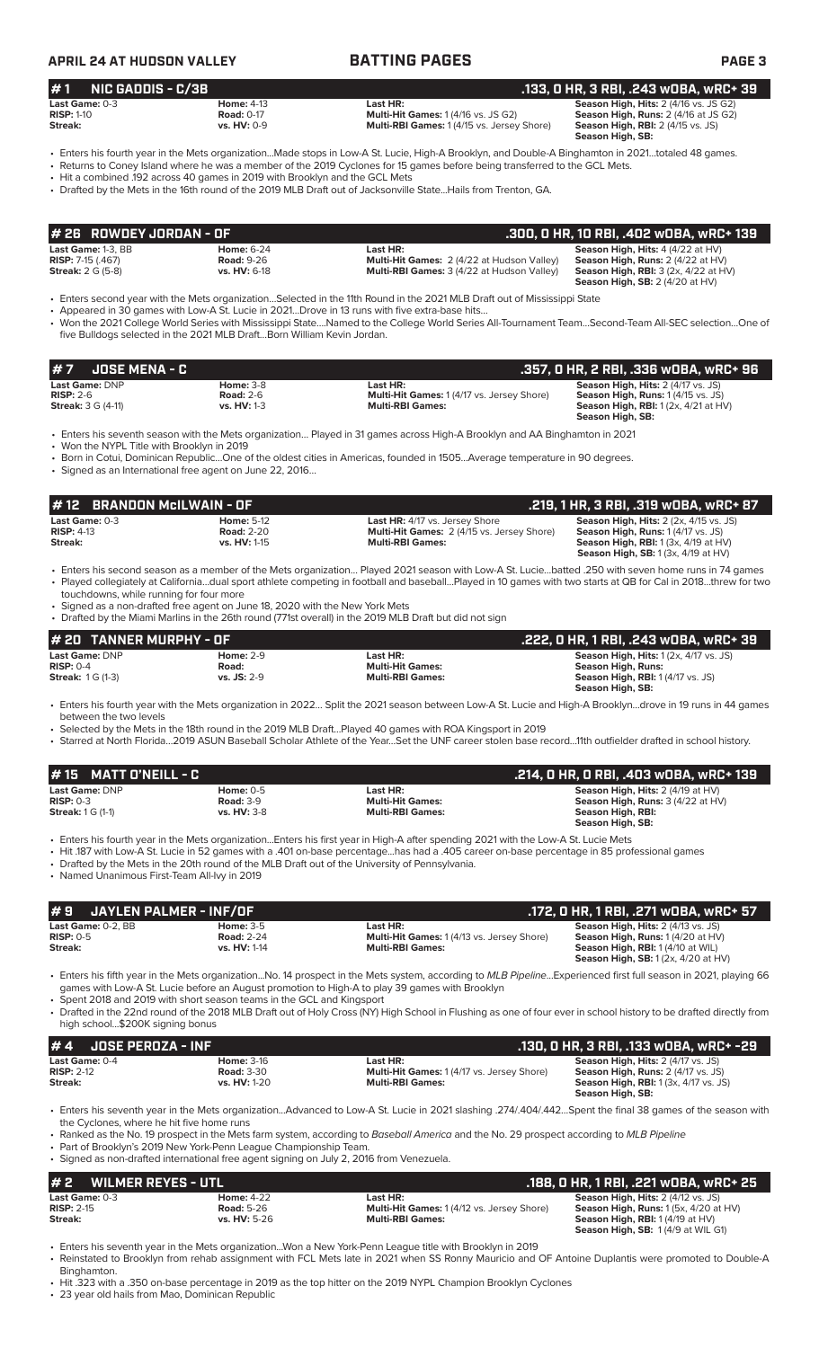## APRIL 24 AT HUDSON VALLEY — BATTING PAGES

### # 1 NIC GADDIS - C/3B — .133, 0 HR, 3 RBI, .243 wOBA, wRC+ 39

| | | | |
|---|---|---|---|
| **Last Game:** 0-3 | **Home:** 4-13 | **Last HR:** | **Season High, Hits:** 2 (4/16 vs. JS G2) |
| **RISP:** 1-10 | **Road:** 0-17 | **Multi-Hit Games:** 1 (4/16 vs. JS G2) | **Season High, Runs:** 2 (4/16 at JS G2) |
| **Streak:** | **vs. HV:** 0-9 | **Multi-RBI Games:** 1 (4/15 vs. Jersey Shore) | **Season High, RBI:** 2 (4/15 vs. JS) |
| | | | **Season High, SB:** |

- Enters his fourth year in the Mets organization...Made stops in Low-A St. Lucie, High-A Brooklyn, and Double-A Binghamton in 2021...totaled 48 games.
- Returns to Coney Island where he was a member of the 2019 Cyclones for 15 games before being transferred to the GCL Mets.
- Hit a combined .192 across 40 games in 2019 with Brooklyn and the GCL Mets
- Drafted by the Mets in the 16th round of the 2019 MLB Draft out of Jacksonville State...Hails from Trenton, GA.

### # 26 ROWDEY JORDAN - OF — .300, 0 HR, 10 RBI, .402 wOBA, wRC+ 139

| | | | |
|---|---|---|---|
| **Last Game:** 1-3, BB | **Home:** 6-24 | **Last HR:** | **Season High, Hits:** 4 (4/22 at HV) |
| **RISP:** 7-15 (.467) | **Road:** 9-26 | **Multi-Hit Games:** 2 (4/22 at Hudson Valley) | **Season High, Runs:** 2 (4/22 at HV) |
| **Streak:** 2 G (5-8) | **vs. HV:** 6-18 | **Multi-RBI Games:** 3 (4/22 at Hudson Valley) | **Season High, RBI:** 3 (2x, 4/22 at HV) |
| | | | **Season High, SB:** 2 (4/20 at HV) |

- Enters second year with the Mets organization...Selected in the 11th Round in the 2021 MLB Draft out of Mississippi State
- Appeared in 30 games with Low-A St. Lucie in 2021...Drove in 13 runs with five extra-base hits...
- Won the 2021 College World Series with Mississippi State....Named to the College World Series All-Tournament Team...Second-Team All-SEC selection...One of five Bulldogs selected in the 2021 MLB Draft...Born William Kevin Jordan.

### # 7 JOSE MENA - C — .357, 0 HR, 2 RBI, .336 wOBA, wRC+ 96

| | | | |
|---|---|---|---|
| **Last Game:** DNP | **Home:** 3-8 | **Last HR:** | **Season High, Hits:** 2 (4/17 vs. JS) |
| **RISP:** 2-6 | **Road:** 2-6 | **Multi-Hit Games:** 1 (4/17 vs. Jersey Shore) | **Season High, Runs:** 1 (4/15 vs. JS) |
| **Streak:** 3 G (4-11) | **vs. HV:** 1-3 | **Multi-RBI Games:** | **Season High, RBI:** 1 (2x, 4/21 at HV) |
| | | | **Season High, SB:** |

- Enters his seventh season with the Mets organization... Played in 31 games across High-A Brooklyn and AA Binghamton in 2021
- Won the NYPL Title with Brooklyn in 2019
- Born in Cotui, Dominican Republic...One of the oldest cities in Americas, founded in 1505...Average temperature in 90 degrees.
- Signed as an International free agent on June 22, 2016...

### # 12 BRANDON McILWAIN - OF — .219, 1 HR, 3 RBI, .319 wOBA, wRC+ 87

| | | | |
|---|---|---|---|
| **Last Game:** 0-3 | **Home:** 5-12 | **Last HR:** 4/17 vs. Jersey Shore | **Season High, Hits:** 2 (2x, 4/15 vs. JS) |
| **RISP:** 4-13 | **Road:** 2-20 | **Multi-Hit Games:** 2 (4/15 vs. Jersey Shore) | **Season High, Runs:** 1 (4/17 vs. JS) |
| **Streak:** | **vs. HV:** 1-15 | **Multi-RBI Games:** | **Season High, RBI:** 1 (3x, 4/19 at HV) |
| | | | **Season High, SB:** 1 (3x, 4/19 at HV) |

- Enters his second season as a member of the Mets organization... Played 2021 season with Low-A St. Lucie...batted .250 with seven home runs in 74 games
- Played collegiately at California...dual sport athlete competing in football and baseball...Played in 10 games with two starts at QB for Cal in 2018...threw for two touchdowns, while running for four more
- Signed as a non-drafted free agent on June 18, 2020 with the New York Mets
- Drafted by the Miami Marlins in the 26th round (771st overall) in the 2019 MLB Draft but did not sign

### # 20 TANNER MURPHY - OF — .222, 0 HR, 1 RBI, .243 wOBA, wRC+ 39

| | | | |
|---|---|---|---|
| **Last Game:** DNP | **Home:** 2-9 | **Last HR:** | **Season High, Hits:** 1 (2x, 4/15 vs. JS) |
| **RISP:** 0-4 | **Road:** | **Multi-Hit Games:** | **Season High, Runs:** |
| **Streak:** 1 G (1-3) | **vs. JS:** 2-9 | **Multi-RBI Games:** | **Season High, RBI:** 1 (4/17 vs. JS) |
| | | | **Season High, SB:** |

- Enters his fourth year in the Mets organization in 2022... Split the 2021 season between Low-A St. Lucie and High-A Brooklyn...drove in 19 runs in 44 games between the two levels
- Selected by the Mets in the 18th round in the 2019 MLB Draft...Played 40 games with ROA Kingsport in 2019
- Starred at North Florida...2019 ASUN Baseball Scholar Athlete of the Year...Set the UNF career stolen base record...11th outfielder drafted in school history.

### # 15 MATT O'NEILL - C — .214, 0 HR, 0 RBI, .403 wOBA, wRC+ 139

| | | | |
|---|---|---|---|
| **Last Game:** DNP | **Home:** 0-5 | **Last HR:** | **Season High, Hits:** 2 (4/19 at HV) |
| **RISP:** 0-3 | **Road:** 3-9 | **Multi-Hit Games:** | **Season High, Runs:** 3 (4/22 at HV) |
| **Streak:** 1 G (1-1) | **vs. HV:** 3-8 | **Multi-RBI Games:** | **Season High, RBI:** |
| | | | **Season High, SB:** |

- Enters his fourth year in the Mets organization...Enters his first year in High-A after spending 2021 with the Low-A St. Lucie Mets
- Hit .187 with Low-A St. Lucie in 52 games with a .401 on-base percentage...has had a .405 career on-base percentage in 85 professional games
- Drafted by the Mets in the 20th round of the MLB Draft out of the University of Pennsylvania.
- Named Unanimous First-Team All-Ivy in 2019

### # 9 JAYLEN PALMER - INF/OF — .172, 0 HR, 1 RBI, .271 wOBA, wRC+ 57

| | | | |
|---|---|---|---|
| **Last Game:** 0-2, BB | **Home:** 3-5 | **Last HR:** | **Season High, Hits:** 2 (4/13 vs. JS) |
| **RISP:** 0-5 | **Road:** 2-24 | **Multi-Hit Games:** 1 (4/13 vs. Jersey Shore) | **Season High, Runs:** 1 (4/20 at HV) |
| **Streak:** | **vs. HV:** 1-14 | **Multi-RBI Games:** | **Season High, RBI:** 1 (4/10 at WIL) |
| | | | **Season High, SB:** 1 (2x, 4/20 at HV) |

- Enters his fifth year in the Mets organization...No. 14 prospect in the Mets system, according to *MLB Pipeline*...Experienced first full season in 2021, playing 66 games with Low-A St. Lucie before an August promotion to High-A to play 39 games with Brooklyn
- Spent 2018 and 2019 with short season teams in the GCL and Kingsport
- Drafted in the 22nd round of the 2018 MLB Draft of Holy Cross (NY) High School in Flushing as one of four ever in school history to be drafted directly from high school...$200K signing bonus

### # 4 JOSE PEROZA - INF — .130, 0 HR, 3 RBI, .133 wOBA, wRC+ -29

| | | | |
|---|---|---|---|
| **Last Game:** 0-4 | **Home:** 3-16 | **Last HR:** | **Season High, Hits:** 2 (4/17 vs. JS) |
| **RISP:** 2-12 | **Road:** 3-30 | **Multi-Hit Games:** 1 (4/17 vs. Jersey Shore) | **Season High, Runs:** 2 (4/17 vs. JS) |
| **Streak:** | **vs. HV:** 1-20 | **Multi-RBI Games:** | **Season High, RBI:** 1 (3x, 4/17 vs. JS) |
| | | | **Season High, SB:** |

- Enters his seventh year in the Mets organization...Advanced to Low-A St. Lucie in 2021 slashing .274/.404/.442...Spent the final 38 games of the season with the Cyclones, where he hit five home runs
- Ranked as the No. 19 prospect in the Mets farm system, according to *Baseball America* and the No. 29 prospect according to *MLB Pipeline*
- Part of Brooklyn's 2019 New York-Penn League Championship Team.
- Signed as non-drafted international free agent signing on July 2, 2016 from Venezuela.

### # 2 WILMER REYES - UTL — .188, 0 HR, 1 RBI, .221 wOBA, wRC+ 25

| | | | |
|---|---|---|---|
| **Last Game:** 0-3 | **Home:** 4-22 | **Last HR:** | **Season High, Hits:** 2 (4/12 vs. JS) |
| **RISP:** 2-15 | **Road:** 5-26 | **Multi-Hit Games:** 1 (4/12 vs. Jersey Shore) | **Season High, Runs:** 1 (5x, 4/20 at HV) |
| **Streak:** | **vs. HV:** 5-26 | **Multi-RBI Games:** | **Season High, RBI:** 1 (4/19 at HV) |
| | | | **Season High, SB:** 1 (4/9 at WIL G1) |

- Enters his seventh year in the Mets organization...Won a New York-Penn League title with Brooklyn in 2019
- Reinstated to Brooklyn from rehab assignment with FCL Mets late in 2021 when SS Ronny Mauricio and OF Antoine Duplantis were promoted to Double-A Binghamton.
- Hit .323 with a .350 on-base percentage in 2019 as the top hitter on the 2019 NYPL Champion Brooklyn Cyclones
- 23 year old hails from Mao, Dominican Republic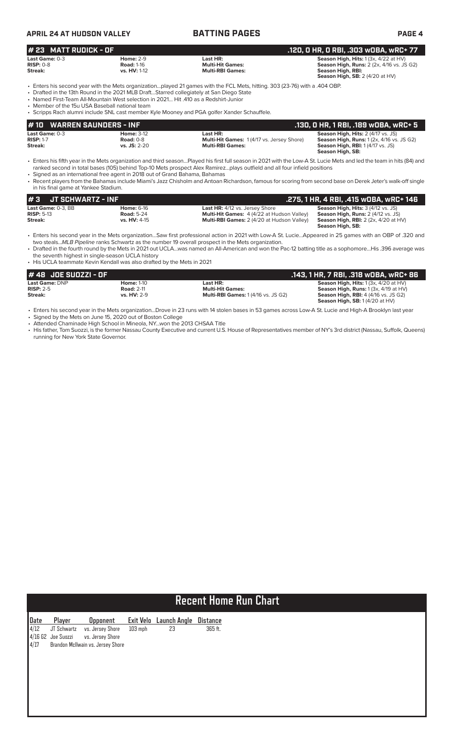## # 23 MATT RUDICK - OF

**.120, 0 HR, 0 RBI, .303 wOBA, wRC+ 77**

**Last Game:** 0-3
**RISP:** 0-8
**Streak:**

**Home:** 2-9
**Road:** 1-16
**vs. HV:** 1-12

**Last HR:**
**Multi-Hit Games:**
**Multi-RBI Games:**

**Season High, Hits:** 1 (3x, 4/22 at HV)
**Season High, Runs:** 2 (2x, 4/16 vs. JS G2)
**Season High, RBI:**
**Season High, SB:** 2 (4/20 at HV)

- Enters his second year with the Mets organization...played 21 games with the FCL Mets, hitting. 303 (23-76) with a .404 OBP.
- Drafted in the 13th Round in the 2021 MLB Draft...Starred collegiately at San Diego State
- Named First-Team All-Mountain West selection in 2021... Hit .410 as a Redshirt-Junior
- Member of the 15u USA Baseball national team
- Scripps Rach alumni include SNL cast member Kyle Mooney and PGA golfer Xander Schauffele.

## # 10 WARREN SAUNDERS - INF

**.130, 0 HR, 1 RBI, .189 wOBA, wRC+ 5**

**Last Game:** 0-3
**RISP:** 1-7
**Streak:**

**Home:** 3-12
**Road:** 0-8
**vs. JS:** 2-20

**Last HR:**
**Multi-Hit Games:** 1 (4/17 vs. Jersey Shore)
**Multi-RBI Games:**

**Season High, Hits:** 2 (4/17 vs. JS)
**Season High, Runs:** 1 (2x, 4/16 vs. JS G2)
**Season High, RBI:** 1 (4/17 vs. JS)
**Season High, SB:**

- Enters his fifth year in the Mets organization and third season...Played his first full season in 2021 with the Low-A St. Lucie Mets and led the team in hits (84) and ranked second in total bases (105) behind Top-10 Mets prospect Alex Ramirez...plays outfield and all four infield positions
- Signed as an international free agent in 2018 out of Grand Bahama, Bahamas
- Recent players from the Bahamas include Miami's Jazz Chisholm and Antoan Richardson, famous for scoring from second base on Derek Jeter's walk-off single in his final game at Yankee Stadium.

## # 3 JT SCHWARTZ - INF

**.275, 1 HR, 4 RBI, .415 wOBA, wRC+ 146**

**Last Game:** 0-3, BB
**RISP:** 5-13
**Streak:**

**Home:** 6-16
**Road:** 5-24
**vs. HV:** 4-15

**Last HR:** 4/12 vs. Jersey Shore
**Multi-Hit Games:** 4 (4/22 at Hudson Valley)
**Multi-RBI Games:** 2 (4/20 at Hudson Valley)

**Season High, Hits:** 3 (4/12 vs. JS)
**Season High, Runs:** 2 (4/12 vs. JS)
**Season High, RBI:** 2 (2x, 4/20 at HV)
**Season High, SB:**

- Enters his second year in the Mets organization...Saw first professional action in 2021 with Low-A St. Lucie...Appeared in 25 games with an OBP of .320 and two steals...*MLB Pipeline* ranks Schwartz as the number 19 overall prospect in the Mets organization.
- Drafted in the fourth round by the Mets in 2021 out UCLA...was named an All-American and won the Pac-12 batting title as a sophomore...His .396 average was the seventh highest in single-season UCLA history
- His UCLA teammate Kevin Kendall was also drafted by the Mets in 2021

## # 48 JOE SUOZZI - OF

**.143, 1 HR, 7 RBI, .318 wOBA, wRC+ 86**

**Last Game:** DNP
**RISP:** 2-5
**Streak:**

**Home:** 1-10
**Road:** 2-11
**vs. HV:** 2-9

**Last HR:**
**Multi-Hit Games:**
**Multi-RBI Games:** 1 (4/16 vs. JS G2)

**Season High, Hits:** 1 (3x, 4/20 at HV)
**Season High, Runs:** 1 (3x, 4/19 at HV)
**Season High, RBI:** 4 (4/16 vs. JS G2)
**Season High, SB:** 1 (4/20 at HV)

- Enters his second year in the Mets organization...Drove in 23 runs with 14 stolen bases in 53 games across Low-A St. Lucie and High-A Brooklyn last year
- Signed by the Mets on June 15, 2020 out of Boston College
- Attended Chaminade High School in Mineola, NY...won the 2013 CHSAA Title
- His father, Tom Suozzi, is the former Nassau County Executive and current U.S. House of Representatives member of NY's 3rd district (Nassau, Suffolk, Queens) running for New York State Governor.

## Recent Home Run Chart

| Date | Player | Opponent | Exit Velo | Launch Angle | Distance |
|---|---|---|---|---|---|
| 4/12 | JT Schwartz | vs. Jersey Shore | 103 mph | 23 | 365 ft. |
| 4/16 G2 | Joe Suozzi | vs. Jersey Shore | | | |
| 4/17 | Brandon McIlwain vs. Jersey Shore | | | | |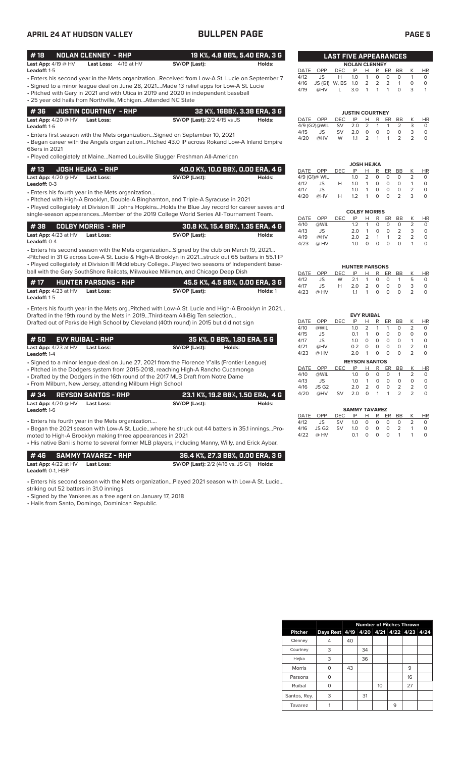## APRIL 24 AT HUDSON VALLEY — BULLPEN PAGE

### #18 NOLAN CLENNEY - RHP — 19 K%, 4.8 BB%, 5.40 ERA, 3 G

**Last App:** 4/19 @ HV **Last Loss:** 4/18 at HV **SV/OP (Last):** **Holds:**
**Leadoff:** 1-5

- Enters his second year in the Mets organization...Received from Low-A St. Lucie on September 7
- Signed to a minor league deal on June 28, 2021....Made 13 relief apps for Low-A St. Lucie
- Pitched with Gary in 2021 and with Utica in 2019 and 2020 in independent baseball
- 25 year old hails from Northville, Michigan...Attended NC State

### #36 JUSTIN COURTNEY - RHP — 32 K%, 16BB%, 3.38 ERA, 3 G

**Last App:** 4/20 @ HV **Last Loss:** **SV/OP (Last):** 2/2 4/15 vs JS **Holds:**
**Leadoff:** 1-6

- Enters first season with the Mets organization...Signed on September 10, 2021
- Began career with the Angels organization...Pitched 43.0 IP across Rokand Low-A Inland Empire 66ers in 2021
- Played collegiately at Maine...Named Louisville Slugger Freshman All-American

### #13 JOSH HEJKA - RHP — 40.0 K%, 10.0 BB%, 0.00 ERA, 4 G

**Last App:** 4/20 @ HV **Last Loss:** **SV/OP (Last):** **Holds:**
**Leadoff:** 0-3

- Enters his fourth year in the Mets organization...
- Pitched with High-A Brooklyn, Double-A Binghamton, and Triple-A Syracuse in 2021
- Played collegiately at Division III Johns Hopkins...Holds the Blue Jay record for career saves and single-season appearances...Member of the 2019 College World Series All-Tournament Team.

### #38 COLBY MORRIS - RHP — 30.8 K%, 15.4 BB%, 1.35 ERA, 4 G

**Last App:** 4/23 at HV **Last Loss:** **SV/OP (Last):** **Holds:**
**Leadoff:** 0-4

- Enters his second season with the Mets organization...Signed by the club on March 19, 2021...
- Pitched in 31 G across Low-A St. Lucie & High-A Brooklyn in 2021...struck out 65 batters in 55.1 IP
- Played collegiately at Division III Middlebury College...Played two seasons of Independent baseball with the Gary SouthShore Railcats, Milwaukee Milkmen, and Chicago Deep Dish

### #17 HUNTER PARSONS - RHP — 45.5 K%, 4.5 BB%, 0.00 ERA, 3 G

**Last App:** 4/23 at HV **Last Loss:** **SV/OP (Last):** **Holds:** 1
**Leadoff:** 1-5

- Enters his fourth year in the Mets org..Pitched with Low-A St. Lucie and High-A Brooklyn in 2021...
Drafted in the 19th round by the Mets in 2019...Third-team All-Big Ten selection...
Drafted out of Parkside High School by Cleveland (40th round) in 2015 but did not sign

### #50 EVY RUIBAL - RHP — 35 K%, 0 BB%, 1.80 ERA, 5 G

**Last App:** 4/23 at HV **Last Loss:** **SV/OP (Last):** **Holds:**
**Leadoff:** 1-4

- Signed to a minor league deal on June 27, 2021 from the Florence Y'alls (Frontier League)
- Pitched in the Dodgers system from 2015-2018, reaching High-A Rancho Cucamonga
- Drafted by the Dodgers in the 16th round of the 2017 MLB Draft from Notre Dame
- From Milburn, New Jersey, attending Milburn High School

### #34 REYSON SANTOS - RHP — 23.1 K%, 19.2 BB%, 1.50 ERA, 4 G

**Last App:** 4/20 @ HV **Last Loss:** **SV/OP (Last):** **Holds:**
**Leadoff:** 1-6

- Enters his fourth year in the Mets organization....
- Began the 2021 season with Low-A St. Lucie...where he struck out 44 batters in 35.1 innings...Promoted to High-A Brooklyn making three appearances in 2021
- His native Bani is home to several former MLB players, including Manny, Willy, and Erick Aybar.

### #46 SAMMY TAVAREZ - RHP — 36.4 K%, 27.3 BB%, 0.00 ERA, 3 G

**Last App:** 4/22 at HV **Last Loss:** **SV/OP (Last):** 2/2 (4/16 vs. JS G1) **Holds:**
**Leadoff:** 0-1, HBP

- Enters his second season with the Mets organization...Played 2021 season with Low-A St. Lucie... striking out 52 batters in 31.0 innings
- Signed by the Yankees as a free agent on January 17, 2018
- Hails from Santo, Domingo, Dominican Republic.

## LAST FIVE APPEARANCES

**NOLAN CLENNEY**

| DATE | OPP | DEC | IP | H | R | ER | BB | K | HR |
|---|---|---|---|---|---|---|---|---|---|
| 4/12 | JS | H | 1.0 | 1 | 0 | 0 | 0 | 1 | 0 |
| 4/16 | JS (G1) | W, BS | 1.0 | 2 | 2 | 2 | 1 | 0 | 0 |
| 4/19 | @HV | L | 3.0 | 1 | 1 | 1 | 0 | 3 | 1 |

**JUSTIN COURTNEY**

| DATE | OPP | DEC | IP | H | R | ER | BB | K | HR |
|---|---|---|---|---|---|---|---|---|---|
| 4/9 (G2) | @WIL | SV | 2.0 | 2 | 1 | 1 | 2 | 3 | 0 |
| 4/15 | JS | SV | 2.0 | 0 | 0 | 0 | 0 | 3 | 0 |
| 4/20 | @HV | W | 1.1 | 2 | 1 | 1 | 2 | 2 | 0 |

**JOSH HEJKA**

| DATE | OPP | DEC | IP | H | R | ER | BB | K | HR |
|---|---|---|---|---|---|---|---|---|---|
| 4/9 (G1) | @ WIL | | 1.0 | 2 | 0 | 0 | 0 | 2 | 0 |
| 4/12 | JS | H | 1.0 | 1 | 0 | 0 | 0 | 1 | 0 |
| 4/17 | JS | | 1.0 | 1 | 0 | 0 | 0 | 2 | 0 |
| 4/20 | @HV | H | 1.2 | 1 | 0 | 0 | 2 | 3 | 0 |

**COLBY MORRIS**

| DATE | OPP | DEC | IP | H | R | ER | BB | K | HR |
|---|---|---|---|---|---|---|---|---|---|
| 4/10 | @WIL | | 1.2 | 1 | 0 | 0 | 0 | 2 | 0 |
| 4/13 | JS | | 2.0 | 1 | 0 | 0 | 2 | 3 | 0 |
| 4/19 | @HV | | 2.0 | 2 | 1 | 1 | 2 | 2 | 0 |
| 4/23 | @ HV | | 1.0 | 0 | 0 | 0 | 0 | 1 | 0 |

**HUNTER PARSONS**

| DATE | OPP | DEC | IP | H | R | ER | BB | K | HR |
|---|---|---|---|---|---|---|---|---|---|
| 4/12 | JS | W | 2.1 | 1 | 0 | 0 | 1 | 5 | 0 |
| 4/17 | JS | H | 2.0 | 2 | 0 | 0 | 0 | 3 | 0 |
| 4/23 | @ HV | | 1.1 | 1 | 0 | 0 | 0 | 2 | 0 |

**EVY RUIBAL**

| DATE | OPP | DEC | IP | H | R | ER | BB | K | HR |
|---|---|---|---|---|---|---|---|---|---|
| 4/10 | @WIL | | 1.0 | 2 | 1 | 1 | 0 | 2 | 0 |
| 4/15 | JS | | 0.1 | 1 | 0 | 0 | 0 | 0 | 0 |
| 4/17 | JS | | 1.0 | 0 | 0 | 0 | 0 | 1 | 0 |
| 4/21 | @HV | | 0.2 | 0 | 0 | 0 | 0 | 2 | 0 |
| 4/23 | @ HV | | 2.0 | 1 | 0 | 0 | 0 | 2 | 0 |

**REYSON SANTOS**

| DATE | OPP | DEC | IP | H | R | ER | BB | K | HR |
|---|---|---|---|---|---|---|---|---|---|
| 4/10 | @WIL | | 1.0 | 0 | 0 | 0 | 1 | 2 | 0 |
| 4/13 | JS | | 1.0 | 1 | 0 | 0 | 0 | 0 | 0 |
| 4/16 | JS G2 | | 2.0 | 2 | 0 | 0 | 2 | 2 | 0 |
| 4/20 | @HV | SV | 2.0 | 0 | 1 | 1 | 2 | 2 | 0 |

**SAMMY TAVAREZ**

| DATE | OPP | DEC | IP | H | R | ER | BB | K | HR |
|---|---|---|---|---|---|---|---|---|---|
| 4/12 | JS | SV | 1.0 | 0 | 0 | 0 | 0 | 2 | 0 |
| 4/16 | JS G2 | SV | 1.0 | 0 | 0 | 0 | 2 | 1 | 0 |
| 4/22 | @ HV | | 0.1 | 0 | 0 | 0 | 1 | 1 | 0 |

## Number of Pitches Thrown

| Pitcher | Days Rest | 4/19 | 4/20 | 4/21 | 4/22 | 4/23 | 4/24 |
|---|---|---|---|---|---|---|---|
| Clenney | 4 | 40 | | | | | |
| Courtney | 3 | | 34 | | | | |
| Hejka | 3 | | 36 | | | | |
| Morris | 0 | 43 | | | | 9 | |
| Parsons | 0 | | | | | 16 | |
| Ruibal | 0 | | | 10 | | 27 | |
| Santos, Rey. | 3 | | 31 | | | | |
| Tavarez | 1 | | | | 9 | | |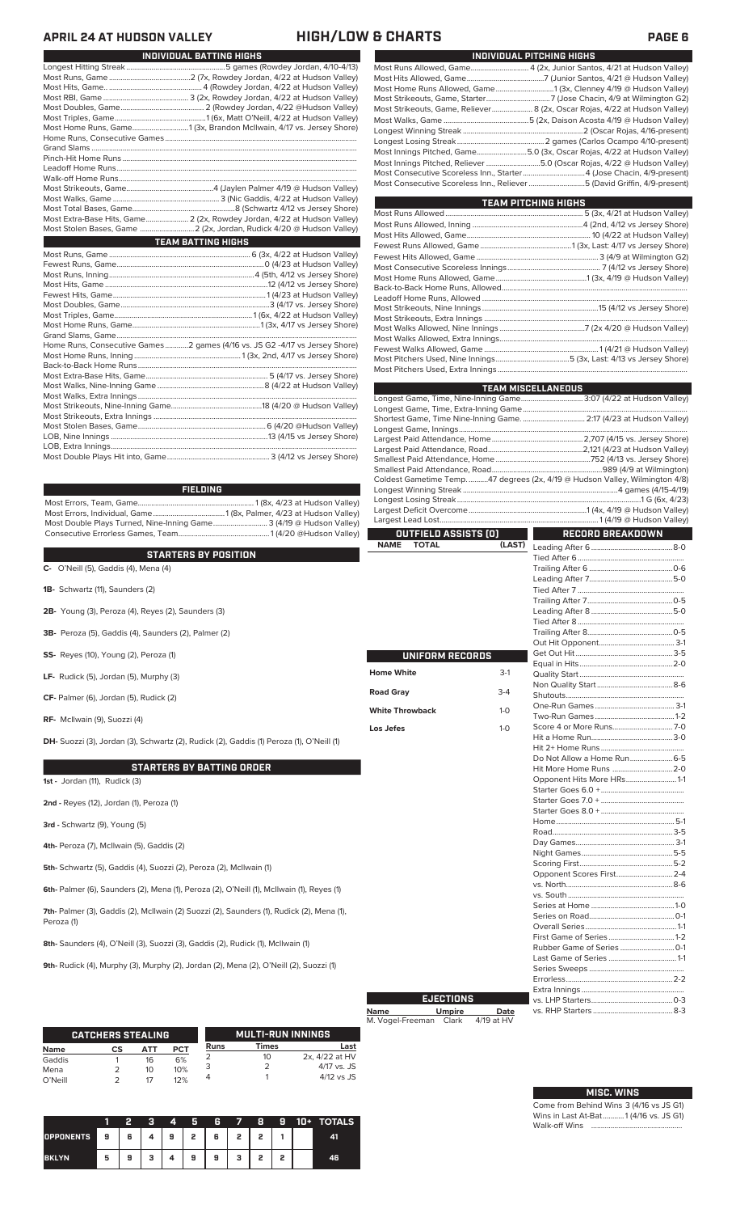# APRIL 24 AT HUDSON VALLEY — HIGH/LOW & CHARTS

## INDIVIDUAL BATTING HIGHS

| | |
|---|---|
| Longest Hitting Streak | 5 games (Rowdey Jordan, 4/10-4/13) |
| Most Runs, Game | 2 (7x, Rowdey Jordan, 4/22 at Hudson Valley) |
| Most Hits, Game | 4 (Rowdey Jordan, 4/22 at Hudson Valley) |
| Most RBI, Game | 3 (2x, Rowdey Jordan, 4/22 at Hudson Valley) |
| Most Doubles, Game | 2 (Rowdey Jordan, 4/22 @Hudson Valley) |
| Most Triples, Game | 1 (6x, Matt O'Neill, 4/22 at Hudson Valley) |
| Most Home Runs, Game | 1 (3x, Brandon McIlwain, 4/17 vs. Jersey Shore) |
| Home Runs, Consecutive Games | |
| Grand Slams | |
| Pinch-Hit Home Runs | |
| Leadoff Home Runs | |
| Walk-off Home Runs | |
| Most Strikeouts, Game | 4 (Jaylen Palmer 4/19 @ Hudson Valley) |
| Most Walks, Game | 3 (Nic Gaddis, 4/22 at Hudson Valley) |
| Most Total Bases, Game | 8 (Schwartz 4/12 vs Jersey Shore) |
| Most Extra-Base Hits, Game | 2 (2x, Rowdey Jordan, 4/22 at Hudson Valley) |
| Most Stolen Bases, Game | 2 (2x, Jordan, Rudick 4/20 @ Hudson Valley) |

## TEAM BATTING HIGHS

| | |
|---|---|
| Most Runs, Game | 6 (3x, 4/22 at Hudson Valley) |
| Fewest Runs, Game | 0 (4/23 at Hudson Valley) |
| Most Runs, Inning | 4 (5th, 4/12 vs Jersey Shore) |
| Most Hits, Game | 12 (4/12 vs Jersey Shore) |
| Fewest Hits, Game | 1 (4/23 at Hudson Valley) |
| Most Doubles, Game | 3 (4/17 vs. Jersey Shore) |
| Most Triples, Game | 1 (6x, 4/22 at Hudson Valley) |
| Most Home Runs, Game | 1 (3x, 4/17 vs Jersey Shore) |
| Grand Slams, Game | |
| Home Runs, Consecutive Games | 2 games (4/16 vs. JS G2 -4/17 vs Jersey Shore) |
| Most Home Runs, Inning | 1 (3x, 2nd, 4/17 vs Jersey Shore) |
| Back-to-Back Home Runs | |
| Most Extra-Base Hits, Game | 5 (4/17 vs. Jersey Shore) |
| Most Walks, Nine-Inning Game | 8 (4/22 at Hudson Valley) |
| Most Walks, Extra Innings | |
| Most Strikeouts, Nine-Inning Game | 18 (4/20 @ Hudson Valley) |
| Most Strikeouts, Extra Innings | |
| Most Stolen Bases, Game | 6 (4/20 @Hudson Valley) |
| LOB, Nine Innings | 13 (4/15 vs Jersey Shore) |
| LOB, Extra Innings | |
| Most Double Plays Hit into, Game | 3 (4/12 vs Jersey Shore) |

## FIELDING

| | |
|---|---|
| Most Errors, Team, Game | 1 (8x, 4/23 at Hudson Valley) |
| Most Errors, Individual, Game | 1 (8x, Palmer, 4/23 at Hudson Valley) |
| Most Double Plays Turned, Nine-Inning Game | 3 (4/19 @ Hudson Valley) |
| Consecutive Errorless Games, Team | 1 (4/20 @Hudson Valley) |

## STARTERS BY POSITION

**C-** O'Neill (5), Gaddis (4), Mena (4)

**1B-** Schwartz (11), Saunders (2)

**2B-** Young (3), Peroza (4), Reyes (2), Saunders (3)

**3B-** Peroza (5), Gaddis (4), Saunders (2), Palmer (2)

**SS-** Reyes (10), Young (2), Peroza (1)

**LF-** Rudick (5), Jordan (5), Murphy (3)

**CF-** Palmer (6), Jordan (5), Rudick (2)

**RF-** McIlwain (9), Suozzi (4)

**DH-** Suozzi (3), Jordan (3), Schwartz (2), Rudick (2), Gaddis (1) Peroza (1), O'Neill (1)

## STARTERS BY BATTING ORDER

**1st -** Jordan (11), Rudick (3)

**2nd -** Reyes (12), Jordan (1), Peroza (1)

**3rd -** Schwartz (9), Young (5)

**4th-** Peroza (7), McIlwain (5), Gaddis (2)

**5th-** Schwartz (5), Gaddis (4), Suozzi (2), Peroza (2), McIlwain (1)

**6th-** Palmer (6), Saunders (2), Mena (1), Peroza (1), O'Neill (1), McIlwain (1), Reyes (1)

**7th-** Palmer (3), Gaddis (2), McIlwain (2) Suozzi (2), Saunders (2), Rudick (2), Mena (1), Peroza (1)

**8th-** Saunders (4), O'Neill (3), Suozzi (3), Gaddis (2), Rudick (2), McIlwain (1)

**9th-** Rudick (4), Murphy (3), Murphy (2), Jordan (2), Mena (2), O'Neill (2), Suozzi (1)

## INDIVIDUAL PITCHING HIGHS

| | |
|---|---|
| Most Runs Allowed, Game | 4 (2x, Junior Santos, 4/21 at Hudson Valley) |
| Most Hits Allowed, Game | 7 (Junior Santos, 4/21 @ Hudson Valley) |
| Most Home Runs Allowed, Game | 1 (3x, Clenney 4/19 @ Hudson Valley) |
| Most Strikeouts, Game, Starter | 7 (Jose Chacin, 4/9 at Wilmington G2) |
| Most Strikeouts, Game, Reliever | 8 (2x, Oscar Rojas, 4/22 at Hudson Valley) |
| Most Walks, Game | 5 (2x, Daison Acosta 4/19 @ Hudson Valley) |
| Longest Winning Streak | 2 (Oscar Rojas, 4/16-present) |
| Longest Losing Streak | 2 games (Carlos Ocampo 4/10-present) |
| Most Innings Pitched, Game | 5.0 (3x, Oscar Rojas, 4/22 at Hudson Valley) |
| Most Innings Pitched, Reliever | 5.0 (Oscar Rojas, 4/22 @ Hudson Valley) |
| Most Consecutive Scoreless Inn., Starter | 4 (Jose Chacin, 4/9-present) |
| Most Consecutive Scoreless Inn., Reliever | 5 (David Griffin, 4/9-present) |

## TEAM PITCHING HIGHS

| | |
|---|---|
| Most Runs Allowed | 5 (3x, 4/21 at Hudson Valley) |
| Most Runs Allowed, Inning | 4 (2nd, 4/12 vs Jersey Shore) |
| Most Hits Allowed, Game | 10 (4/22 at Hudson Valley) |
| Fewest Runs Allowed, Game | 1 (3x, Last: 4/17 vs Jersey Shore) |
| Fewest Hits Allowed, Game | 3 (4/9 at Wilmington G2) |
| Most Consecutive Scoreless Innings | 7 (4/12 vs Jersey Shore) |
| Most Home Runs Allowed, Game | 1 (3x, 4/19 @ Hudson Valley) |
| Back-to-Back Home Runs, Allowed | |
| Leadoff Home Runs, Allowed | |
| Most Strikeouts, Nine Innings | 15 (4/12 vs Jersey Shore) |
| Most Strikeouts, Extra Innings | |
| Most Walks Allowed, Nine Innings | 7 (2x 4/20 @ Hudson Valley) |
| Most Walks Allowed, Extra Innings | |
| Fewest Walks Allowed, Game | 1 (4/21 @ Hudson Valley) |
| Most Pitchers Used, Nine Innings | 5 (3x, Last: 4/13 vs Jersey Shore) |
| Most Pitchers Used, Extra Innings | |

## TEAM MISCELLANEOUS

| | |
|---|---|
| Longest Game, Time, Nine-Inning Game | 3:07 (4/22 at Hudson Valley) |
| Longest Game, Time, Extra-Inning Game | |
| Shortest Game, Time Nine-Inning Game | 2:17 (4/23 at Hudson Valley) |
| Longest Game, Innings | |
| Largest Paid Attendance, Home | 2,707 (4/15 vs. Jersey Shore) |
| Largest Paid Attendance, Road | 2,121 (4/23 at Hudson Valley) |
| Smallest Paid Attendance, Home | 752 (4/13 vs. Jersey Shore) |
| Smallest Paid Attendance, Road | 989 (4/9 at Wilmington) |
| Coldest Game Temp. | 47 degrees (2x, 4/19 @ Hudson Valley, Wilmington 4/8) |
| Longest Winning Streak | 4 games (4/15-4/19) |
| Longest Losing Streak | 1 G (6x, 4/23) |
| Largest Deficit Overcome | 1 (4x, 4/19 @ Hudson Valley) |
| Largest Lead Lost | 1 (4/19 @ Hudson Valley) |

## OUTFIELD ASSISTS (0)

| NAME | TOTAL | (LAST) |
|---|---|---|

## UNIFORM RECORDS

| | |
|---|---|
| Home White | 3-1 |
| Road Gray | 3-4 |
| White Throwback | 1-0 |
| Los Jefes | 1-0 |

## RECORD BREAKDOWN

| | |
|---|---|
| Leading After 6 | 8-0 |
| Tied After 6 | |
| Trailing After 6 | 0-6 |
| Leading After 7 | 5-0 |
| Tied After 7 | |
| Trailing After 7 | 0-5 |
| Leading After 8 | 5-0 |
| Tied After 8 | |
| Trailing After 8 | 0-5 |
| Out Hit Opponent | 3-1 |
| Get Out Hit | 3-5 |
| Equal in Hits | 2-0 |
| Quality Start | |
| Non Quality Start | 8-6 |
| Shutouts | |
| One-Run Games | 3-1 |
| Two-Run Games | 1-2 |
| Score 4 or More Runs | 7-0 |
| Hit a Home Run | 3-0 |
| Hit 2+ Home Runs | |
| Do Not Allow a Home Run | 6-5 |
| Hit More Home Runs | 2-0 |
| Opponent Hits More HRs | 1-1 |
| Starter Goes 6.0 + | |
| Starter Goes 7.0 + | |
| Starter Goes 8.0 + | |
| Home | 5-1 |
| Road | 3-5 |
| Day Games | 3-1 |
| Night Games | 5-5 |
| Scoring First | 5-2 |
| Opponent Scores First | 2-4 |
| vs. North | 8-6 |
| vs. South | |
| Series at Home | 1-0 |
| Series on Road | 0-1 |
| Overall Series | 1-1 |
| First Game of Series | 1-2 |
| Rubber Game of Series | 0-1 |
| Last Game of Series | 1-1 |
| Series Sweeps | |
| Errorless | 2-2 |
| Extra Innings | |
| vs. LHP Starters | 0-3 |
| vs. RHP Starters | 8-3 |

## EJECTIONS

| Name | Umpire | Date |
|---|---|---|
| M. Vogel-Freeman | Clark | 4/19 at HV |

## CATCHERS STEALING

| Name | CS | ATT | PCT |
|---|---|---|---|
| Gaddis | 1 | 16 | 6% |
| Mena | 2 | 10 | 10% |
| O'Neill | 2 | 17 | 12% |

## MULTI-RUN INNINGS

| Runs | Times | Last |
|---|---|---|
| 2 | 10 | 2x, 4/22 at HV |
| 3 | 2 | 4/17 vs. JS |
| 4 | 1 | 4/12 vs JS |

| | 1 | 2 | 3 | 4 | 5 | 6 | 7 | 8 | 9 | 10+ | TOTALS |
|---|---|---|---|---|---|---|---|---|---|---|---|
| OPPONENTS | 9 | 6 | 4 | 9 | 2 | 6 | 2 | 2 | 1 | | 41 |
| BKLYN | 5 | 9 | 3 | 4 | 9 | 9 | 3 | 2 | 2 | | 46 |

## MISC. WINS

| | |
|---|---|
| Come from Behind Wins | 3 (4/16 vs JS G1) |
| Wins in Last At-Bat | 1 (4/16 vs. JS G1) |
| Walk-off Wins | |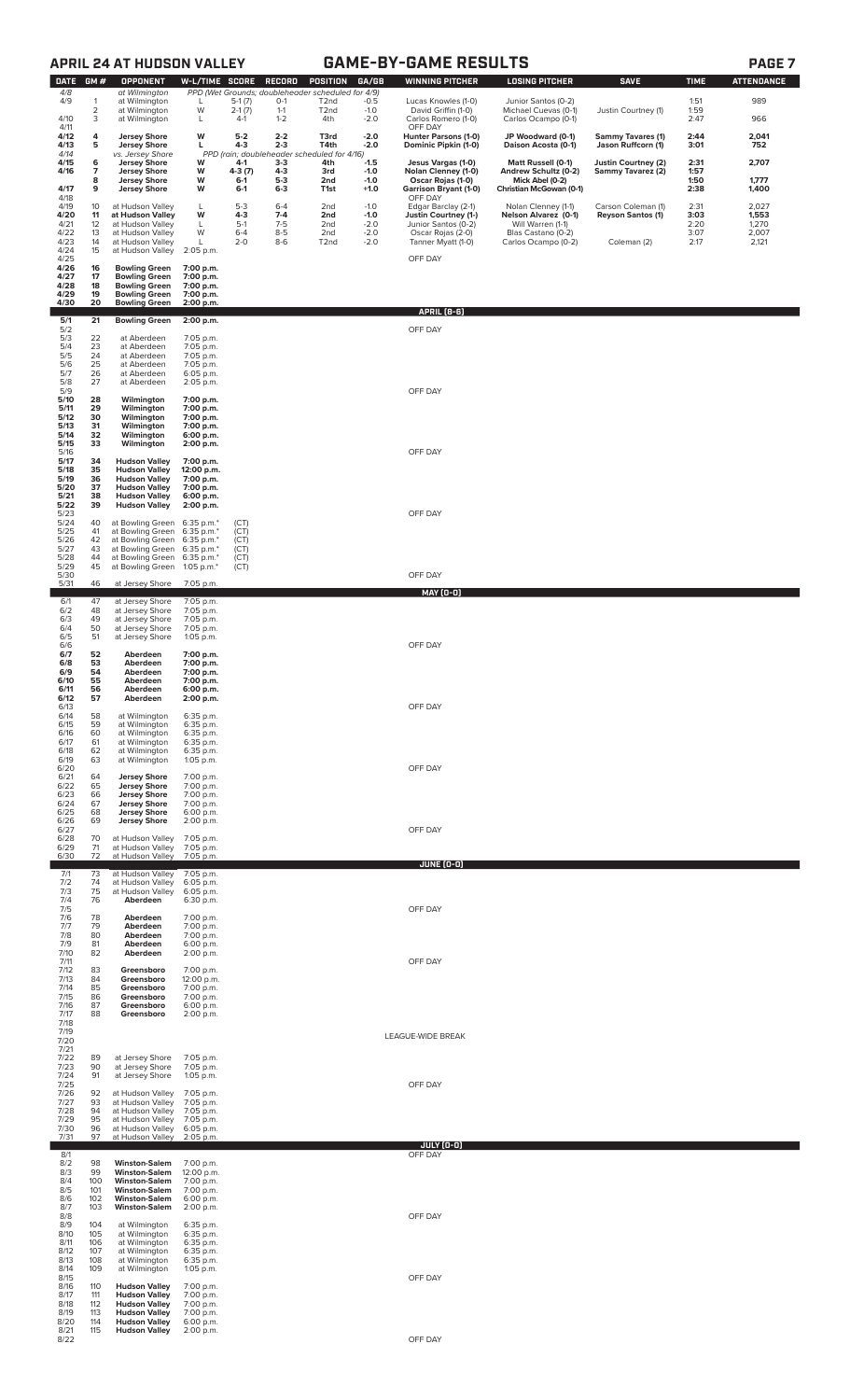## APRIL 24 AT HUDSON VALLEY — GAME-BY-GAME RESULTS

| DATE | GM # | OPPONENT | W-L/TIME | SCORE | RECORD | POSITION | GA/GB | WINNING PITCHER | LOSING PITCHER | SAVE | TIME | ATTENDANCE |
|---|---|---|---|---|---|---|---|---|---|---|---|---|
| 4/8 | | at Wilmington | PPD (Wet Grounds; doubleheader scheduled for 4/9) | | | | | | | | | |
| 4/9 | 1 | at Wilmington | L | 5-1 (7) | 0-1 | T2nd | -0.5 | Lucas Knowles (1-0) | Junior Santos (0-2) | | 1:51 | 989 |
| | 2 | at Wilmington | W | 2-1 (7) | 1-1 | T2nd | -1.0 | David Griffin (1-0) | Michael Cuevas (0-1) | Justin Courtney (1) | 1:59 | |
| 4/10 | 3 | at Wilmington | L | 4-1 | 1-2 | 4th | -2.0 | Carlos Romero (1-0) | Carlos Ocampo (0-1) | | 2:47 | 966 |
| 4/11 | | | | | | | | OFF DAY | | | | |
| **4/12** | **4** | **Jersey Shore** | **W** | **5-2** | **2-2** | **T3rd** | **-2.0** | **Hunter Parsons (1-0)** | **JP Woodward (0-1)** | **Sammy Tavares (1)** | **2:44** | **2,041** |
| **4/13** | **5** | **Jersey Shore** | **L** | **4-3** | **2-3** | **T4th** | **-2.0** | **Dominic Pipkin (1-0)** | **Daison Acosta (0-1)** | **Jason Ruffcorn (1)** | **3:01** | **752** |
| 4/14 | | vs. Jersey Shore | PPD (rain; doubleheader scheduled for 4/16) | | | | | | | | | |
| **4/15** | **6** | **Jersey Shore** | **W** | **4-1** | **3-3** | **4th** | **-1.5** | **Jesus Vargas (1-0)** | **Matt Russell (0-1)** | **Justin Courtney (2)** | **2:31** | **2,707** |
| **4/16** | **7** | **Jersey Shore** | **W** | **4-3 (7)** | **4-3** | **3rd** | **-1.0** | **Nolan Clenney (1-0)** | **Andrew Schultz (0-2)** | **Sammy Tavarez (2)** | **1:57** | |
| | **8** | **Jersey Shore** | **W** | **6-1** | **5-3** | **2nd** | **-1.0** | **Oscar Rojas (1-0)** | **Mick Abel (0-2)** | | **1:50** | **1,777** |
| **4/17** | **9** | **Jersey Shore** | **W** | **6-1** | **6-3** | **T1st** | **+1.0** | **Garrison Bryant (1-0)** | **Christian McGowan (0-1)** | | **2:38** | **1,400** |
| 4/18 | | | | | | | | OFF DAY | | | | |
| 4/19 | 10 | at Hudson Valley | L | 5-3 | 6-4 | 2nd | -1.0 | Edgar Barclay (2-1) | Nolan Clenney (1-1) | Carson Coleman (1) | 2:31 | 2,027 |
| **4/20** | **11** | **at Hudson Valley** | **W** | **4-3** | **7-4** | **2nd** | **-1.0** | **Justin Courtney (1-)** | **Nelson Alvarez (0-1)** | **Reyson Santos (1)** | **3:03** | **1,553** |
| 4/21 | 12 | at Hudson Valley | L | 5-1 | 7-5 | 2nd | -2.0 | Junior Santos (0-2) | Will Warren (1-1) | | 2:20 | 1,270 |
| 4/22 | 13 | at Hudson Valley | W | 6-4 | 8-5 | 2nd | -2.0 | Oscar Rojas (2-0) | Blas Castano (0-2) | | 3:07 | 2,007 |
| 4/23 | 14 | at Hudson Valley | L | 2-0 | 8-6 | T2nd | -2.0 | Tanner Myatt (1-0) | Carlos Ocampo (0-2) | Coleman (2) | 2:17 | 2,121 |
| 4/24 | 15 | at Hudson Valley | 2:05 p.m. | | | | | | | | | |
| 4/25 | | | | | | | | OFF DAY | | | | |
| **4/26** | **16** | **Bowling Green** | **7:00 p.m.** | | | | | | | | | |
| **4/27** | **17** | **Bowling Green** | **7:00 p.m.** | | | | | | | | | |
| **4/28** | **18** | **Bowling Green** | **7:00 p.m.** | | | | | | | | | |
| **4/29** | **19** | **Bowling Green** | **7:00 p.m.** | | | | | | | | | |
| **4/30** | **20** | **Bowling Green** | **2:00 p.m.** | | | | | | | | | |
| | | | | | | | | **APRIL (8-6)** | | | | |
| **5/1** | **21** | **Bowling Green** | **2:00 p.m.** | | | | | | | | | |
| 5/2 | | | | | | | | OFF DAY | | | | |
| 5/3 | 22 | at Aberdeen | 7:05 p.m. | | | | | | | | | |
| 5/4 | 23 | at Aberdeen | 7:05 p.m. | | | | | | | | | |
| 5/5 | 24 | at Aberdeen | 7:05 p.m. | | | | | | | | | |
| 5/6 | 25 | at Aberdeen | 7:05 p.m. | | | | | | | | | |
| 5/7 | 26 | at Aberdeen | 6:05 p.m. | | | | | | | | | |
| 5/8 | 27 | at Aberdeen | 2:05 p.m. | | | | | | | | | |
| 5/9 | | | | | | | | OFF DAY | | | | |
| **5/10** | **28** | **Wilmington** | **7:00 p.m.** | | | | | | | | | |
| **5/11** | **29** | **Wilmington** | **7:00 p.m.** | | | | | | | | | |
| **5/12** | **30** | **Wilmington** | **7:00 p.m.** | | | | | | | | | |
| **5/13** | **31** | **Wilmington** | **7:00 p.m.** | | | | | | | | | |
| **5/14** | **32** | **Wilmington** | **6:00 p.m.** | | | | | | | | | |
| **5/15** | **33** | **Wilmington** | **2:00 p.m.** | | | | | | | | | |
| 5/16 | | | | | | | | OFF DAY | | | | |
| **5/17** | **34** | **Hudson Valley** | **7:00 p.m.** | | | | | | | | | |
| **5/18** | **35** | **Hudson Valley** | **12:00 p.m.** | | | | | | | | | |
| **5/19** | **36** | **Hudson Valley** | **7:00 p.m.** | | | | | | | | | |
| **5/20** | **37** | **Hudson Valley** | **7:00 p.m.** | | | | | | | | | |
| **5/21** | **38** | **Hudson Valley** | **6:00 p.m.** | | | | | | | | | |
| **5/22** | **39** | **Hudson Valley** | **2:00 p.m.** | | | | | | | | | |
| 5/23 | | | | | | | | OFF DAY | | | | |
| 5/24 | 40 | at Bowling Green | 6:35 p.m.* | (CT) | | | | | | | | |
| 5/25 | 41 | at Bowling Green | 6:35 p.m.* | (CT) | | | | | | | | |
| 5/26 | 42 | at Bowling Green | 6:35 p.m.* | (CT) | | | | | | | | |
| 5/27 | 43 | at Bowling Green | 6:35 p.m.* | (CT) | | | | | | | | |
| 5/28 | 44 | at Bowling Green | 6:35 p.m.* | (CT) | | | | | | | | |
| 5/29 | 45 | at Bowling Green | 1:05 p.m.* | (CT) | | | | | | | | |
| 5/30 | | | | | | | | OFF DAY | | | | |
| 5/31 | 46 | at Jersey Shore | 7:05 p.m. | | | | | | | | | |
| | | | | | | | | **MAY (0-0)** | | | | |
| 6/1 | 47 | at Jersey Shore | 7:05 p.m. | | | | | | | | | |
| 6/2 | 48 | at Jersey Shore | 7:05 p.m. | | | | | | | | | |
| 6/3 | 49 | at Jersey Shore | 7:05 p.m. | | | | | | | | | |
| 6/4 | 50 | at Jersey Shore | 7:05 p.m. | | | | | | | | | |
| 6/5 | 51 | at Jersey Shore | 1:05 p.m. | | | | | | | | | |
| 6/6 | | | | | | | | OFF DAY | | | | |
| **6/7** | **52** | **Aberdeen** | **7:00 p.m.** | | | | | | | | | |
| **6/8** | **53** | **Aberdeen** | **7:00 p.m.** | | | | | | | | | |
| **6/9** | **54** | **Aberdeen** | **7:00 p.m.** | | | | | | | | | |
| **6/10** | **55** | **Aberdeen** | **7:00 p.m.** | | | | | | | | | |
| **6/11** | **56** | **Aberdeen** | **6:00 p.m.** | | | | | | | | | |
| **6/12** | **57** | **Aberdeen** | **2:00 p.m.** | | | | | | | | | |
| 6/13 | | | | | | | | OFF DAY | | | | |
| 6/14 | 58 | at Wilmington | 6:35 p.m. | | | | | | | | | |
| 6/15 | 59 | at Wilmington | 6:35 p.m. | | | | | | | | | |
| 6/16 | 60 | at Wilmington | 6:35 p.m. | | | | | | | | | |
| 6/17 | 61 | at Wilmington | 6:35 p.m. | | | | | | | | | |
| 6/18 | 62 | at Wilmington | 6:35 p.m. | | | | | | | | | |
| 6/19 | 63 | at Wilmington | 1:05 p.m. | | | | | | | | | |
| 6/20 | | | | | | | | OFF DAY | | | | |
| 6/21 | 64 | **Jersey Shore** | 7:00 p.m. | | | | | | | | | |
| 6/22 | 65 | **Jersey Shore** | 7:00 p.m. | | | | | | | | | |
| 6/23 | 66 | **Jersey Shore** | 7:00 p.m. | | | | | | | | | |
| 6/24 | 67 | **Jersey Shore** | 7:00 p.m. | | | | | | | | | |
| 6/25 | 68 | **Jersey Shore** | 6:00 p.m. | | | | | | | | | |
| 6/26 | 69 | **Jersey Shore** | 2:00 p.m. | | | | | | | | | |
| 6/27 | | | | | | | | OFF DAY | | | | |
| 6/28 | 70 | at Hudson Valley | 7:05 p.m. | | | | | | | | | |
| 6/29 | 71 | at Hudson Valley | 7:05 p.m. | | | | | | | | | |
| 6/30 | 72 | at Hudson Valley | 7:05 p.m. | | | | | | | | | |
| | | | | | | | | **JUNE (0-0)** | | | | |
| 7/1 | 73 | at Hudson Valley | 7:05 p.m. | | | | | | | | | |
| 7/2 | 74 | at Hudson Valley | 6:05 p.m. | | | | | | | | | |
| 7/3 | 75 | at Hudson Valley | 6:05 p.m. | | | | | | | | | |
| 7/4 | 76 | **Aberdeen** | 6:30 p.m. | | | | | | | | | |
| 7/5 | | | | | | | | OFF DAY | | | | |
| 7/6 | 78 | **Aberdeen** | 7:00 p.m. | | | | | | | | | |
| 7/7 | 79 | **Aberdeen** | 7:00 p.m. | | | | | | | | | |
| 7/8 | 80 | **Aberdeen** | 7:00 p.m. | | | | | | | | | |
| 7/9 | 81 | **Aberdeen** | 6:00 p.m. | | | | | | | | | |
| 7/10 | 82 | **Aberdeen** | 2:00 p.m. | | | | | | | | | |
| 7/11 | | | | | | | | OFF DAY | | | | |
| 7/12 | 83 | **Greensboro** | 7:00 p.m. | | | | | | | | | |
| 7/13 | 84 | **Greensboro** | 12:00 p.m. | | | | | | | | | |
| 7/14 | 85 | **Greensboro** | 7:00 p.m. | | | | | | | | | |
| 7/15 | 86 | **Greensboro** | 7:00 p.m. | | | | | | | | | |
| 7/16 | 87 | **Greensboro** | 6:00 p.m. | | | | | | | | | |
| 7/17 | 88 | **Greensboro** | 2:00 p.m. | | | | | | | | | |
| 7/18 | | | | | | | | | | | | |
| 7/19 | | | | | | | | LEAGUE-WIDE BREAK | | | | |
| 7/20 | | | | | | | | | | | | |
| 7/21 | | | | | | | | | | | | |
| 7/22 | 89 | at Jersey Shore | 7:05 p.m. | | | | | | | | | |
| 7/23 | 90 | at Jersey Shore | 7:05 p.m. | | | | | | | | | |
| 7/24 | 91 | at Jersey Shore | 1:05 p.m. | | | | | | | | | |
| 7/25 | | | | | | | | OFF DAY | | | | |
| 7/26 | 92 | at Hudson Valley | 7:05 p.m. | | | | | | | | | |
| 7/27 | 93 | at Hudson Valley | 7:05 p.m. | | | | | | | | | |
| 7/28 | 94 | at Hudson Valley | 7:05 p.m. | | | | | | | | | |
| 7/29 | 95 | at Hudson Valley | 7:05 p.m. | | | | | | | | | |
| 7/30 | 96 | at Hudson Valley | 6:05 p.m. | | | | | | | | | |
| 7/31 | 97 | at Hudson Valley | 2:05 p.m. | | | | | | | | | |
| | | | | | | | | **JULY (0-0)** | | | | |
| 8/1 | | | | | | | | OFF DAY | | | | |
| 8/2 | 98 | **Winston-Salem** | 7:00 p.m. | | | | | | | | | |
| 8/3 | 99 | **Winston-Salem** | 12:00 p.m. | | | | | | | | | |
| 8/4 | 100 | **Winston-Salem** | 7:00 p.m. | | | | | | | | | |
| 8/5 | 101 | **Winston-Salem** | 7:00 p.m. | | | | | | | | | |
| 8/6 | 102 | **Winston-Salem** | 6:00 p.m. | | | | | | | | | |
| 8/7 | 103 | **Winston-Salem** | 2:00 p.m. | | | | | | | | | |
| 8/8 | | | | | | | | OFF DAY | | | | |
| 8/9 | 104 | at Wilmington | 6:35 p.m. | | | | | | | | | |
| 8/10 | 105 | at Wilmington | 6:35 p.m. | | | | | | | | | |
| 8/11 | 106 | at Wilmington | 6:35 p.m. | | | | | | | | | |
| 8/12 | 107 | at Wilmington | 6:35 p.m. | | | | | | | | | |
| 8/13 | 108 | at Wilmington | 6:35 p.m. | | | | | | | | | |
| 8/14 | 109 | at Wilmington | 1:05 p.m. | | | | | | | | | |
| 8/15 | | | | | | | | OFF DAY | | | | |
| 8/16 | 110 | **Hudson Valley** | 7:00 p.m. | | | | | | | | | |
| 8/17 | 111 | **Hudson Valley** | 7:00 p.m. | | | | | | | | | |
| 8/18 | 112 | **Hudson Valley** | 7:00 p.m. | | | | | | | | | |
| 8/19 | 113 | **Hudson Valley** | 7:00 p.m. | | | | | | | | | |
| 8/20 | 114 | **Hudson Valley** | 6:00 p.m. | | | | | | | | | |
| 8/21 | 115 | **Hudson Valley** | 2:00 p.m. | | | | | | | | | |
| 8/22 | | | | | | | | OFF DAY | | | | |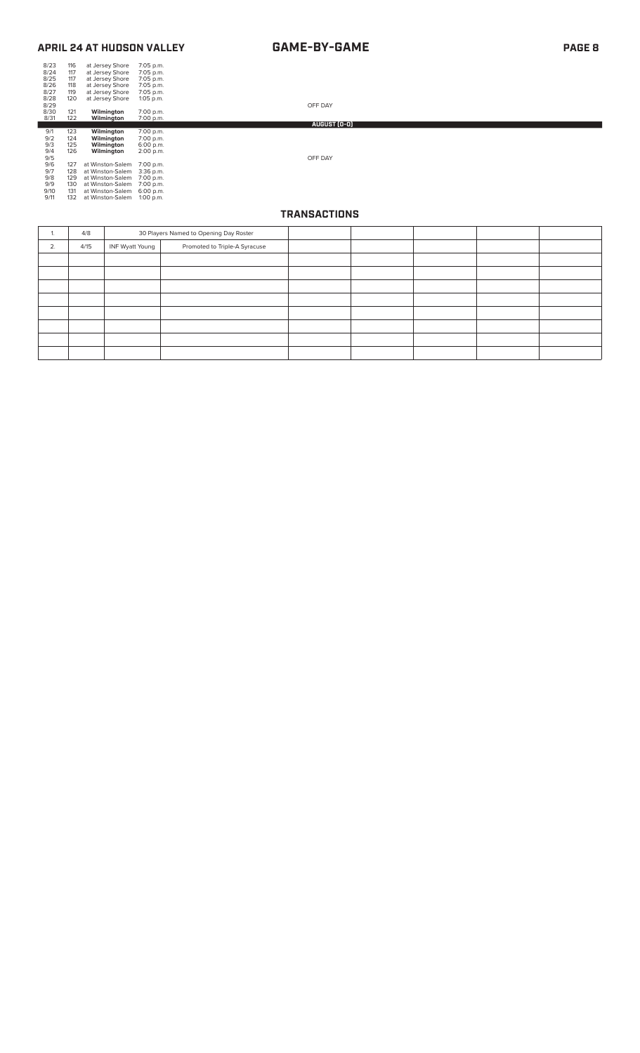## GAME-BY-GAME

| | | | | |
|---|---|---|---|---|
| 8/23 | 116 | at Jersey Shore | 7:05 p.m. | |
| 8/24 | 117 | at Jersey Shore | 7:05 p.m. | |
| 8/25 | 117 | at Jersey Shore | 7:05 p.m. | |
| 8/26 | 118 | at Jersey Shore | 7:05 p.m. | |
| 8/27 | 119 | at Jersey Shore | 7:05 p.m. | |
| 8/28 | 120 | at Jersey Shore | 1:05 p.m. | |
| 8/29 | | | | OFF DAY |
| 8/30 | 121 | **Wilmington** | 7:00 p.m. | |
| 8/31 | 122 | **Wilmington** | 7:00 p.m. | |

**AUGUST (0-0)**

| | | | | |
|---|---|---|---|---|
| 9/1 | 123 | **Wilmington** | 7:00 p.m. | |
| 9/2 | 124 | **Wilmington** | 7:00 p.m. | |
| 9/3 | 125 | **Wilmington** | 6:00 p.m. | |
| 9/4 | 126 | **Wilmington** | 2:00 p.m. | |
| 9/5 | | | | OFF DAY |
| 9/6 | 127 | at Winston-Salem | 7:00 p.m. | |
| 9/7 | 128 | at Winston-Salem | 3:36 p.m. | |
| 9/8 | 129 | at Winston-Salem | 7:00 p.m. | |
| 9/9 | 130 | at Winston-Salem | 7:00 p.m. | |
| 9/10 | 131 | at Winston-Salem | 6:00 p.m. | |
| 9/11 | 132 | at Winston-Salem | 1:00 p.m. | |

## TRANSACTIONS

| | | | | | | | | |
|---|---|---|---|---|---|---|---|---|
| 1. | 4/8 | 30 Players Named to Opening Day Roster | | | | | | |
| 2. | 4/15 | INF Wyatt Young | Promoted to Triple-A Syracuse | | | | | |
| | | | | | | | | |
| | | | | | | | | |
| | | | | | | | | |
| | | | | | | | | |
| | | | | | | | | |
| | | | | | | | | |
| | | | | | | | | |
| | | | | | | | | |